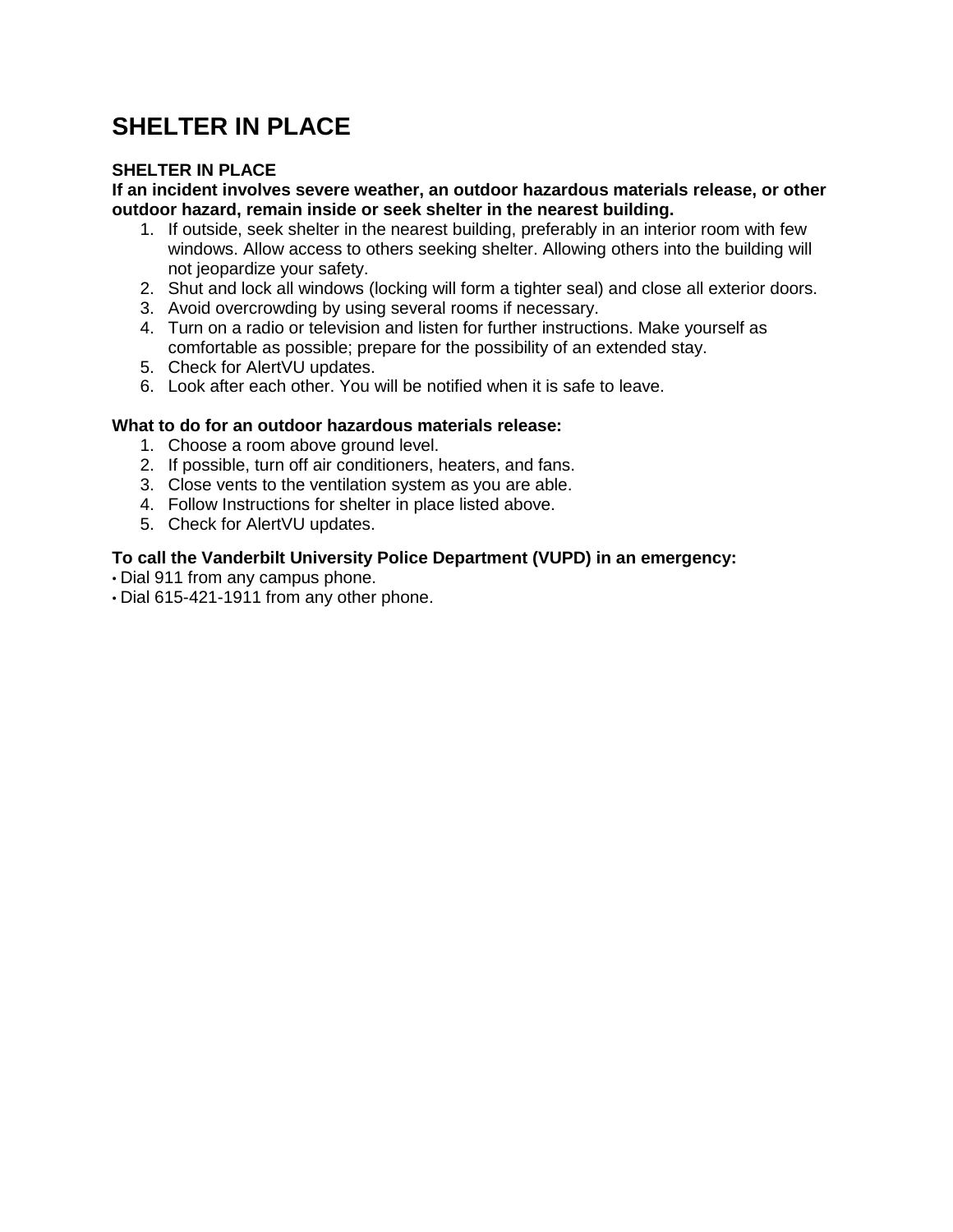# SHELTER IN PLACE

**SHELTER IN PLACE**

**If an incident involves severe weather, an outdoor hazardous materials release, or other outdoor hazard, remain inside or seek shelter in the nearest building.**

1. If outside, seek shelter in the nearest building, preferably in an interior room with few windows. Allow access to others seeking shelter. Allowing others into the building will not jeopardize your safety.
2. Shut and lock all windows (locking will form a tighter seal) and close all exterior doors.
3. Avoid overcrowding by using several rooms if necessary.
4. Turn on a radio or television and listen for further instructions. Make yourself as comfortable as possible; prepare for the possibility of an extended stay.
5. Check for AlertVU updates.
6. Look after each other. You will be notified when it is safe to leave.

**What to do for an outdoor hazardous materials release:**

1. Choose a room above ground level.
2. If possible, turn off air conditioners, heaters, and fans.
3. Close vents to the ventilation system as you are able.
4. Follow Instructions for shelter in place listed above.
5. Check for AlertVU updates.

**To call the Vanderbilt University Police Department (VUPD) in an emergency:**

- Dial 911 from any campus phone.
- Dial 615-421-1911 from any other phone.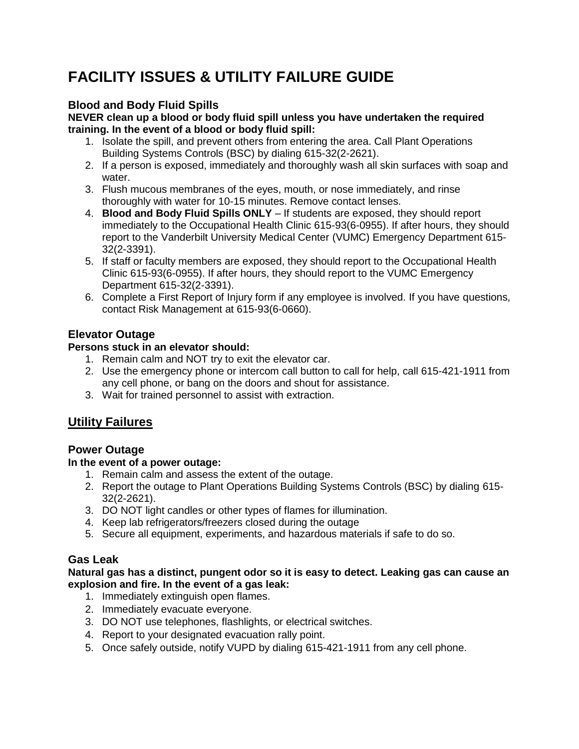# FACILITY ISSUES & UTILITY FAILURE GUIDE

### Blood and Body Fluid Spills

**NEVER clean up a blood or body fluid spill unless you have undertaken the required training. In the event of a blood or body fluid spill:**

1. Isolate the spill, and prevent others from entering the area. Call Plant Operations Building Systems Controls (BSC) by dialing 615-32(2-2621).
2. If a person is exposed, immediately and thoroughly wash all skin surfaces with soap and water.
3. Flush mucous membranes of the eyes, mouth, or nose immediately, and rinse thoroughly with water for 10-15 minutes. Remove contact lenses.
4. **Blood and Body Fluid Spills ONLY** – If students are exposed, they should report immediately to the Occupational Health Clinic 615-93(6-0955). If after hours, they should report to the Vanderbilt University Medical Center (VUMC) Emergency Department 615-32(2-3391).
5. If staff or faculty members are exposed, they should report to the Occupational Health Clinic 615-93(6-0955). If after hours, they should report to the VUMC Emergency Department 615-32(2-3391).
6. Complete a First Report of Injury form if any employee is involved. If you have questions, contact Risk Management at 615-93(6-0660).

### Elevator Outage

**Persons stuck in an elevator should:**

1. Remain calm and NOT try to exit the elevator car.
2. Use the emergency phone or intercom call button to call for help, call 615-421-1911 from any cell phone, or bang on the doors and shout for assistance.
3. Wait for trained personnel to assist with extraction.

## Utility Failures

### Power Outage

**In the event of a power outage:**

1. Remain calm and assess the extent of the outage.
2. Report the outage to Plant Operations Building Systems Controls (BSC) by dialing 615-32(2-2621).
3. DO NOT light candles or other types of flames for illumination.
4. Keep lab refrigerators/freezers closed during the outage
5. Secure all equipment, experiments, and hazardous materials if safe to do so.

### Gas Leak

**Natural gas has a distinct, pungent odor so it is easy to detect. Leaking gas can cause an explosion and fire. In the event of a gas leak:**

1. Immediately extinguish open flames.
2. Immediately evacuate everyone.
3. DO NOT use telephones, flashlights, or electrical switches.
4. Report to your designated evacuation rally point.
5. Once safely outside, notify VUPD by dialing 615-421-1911 from any cell phone.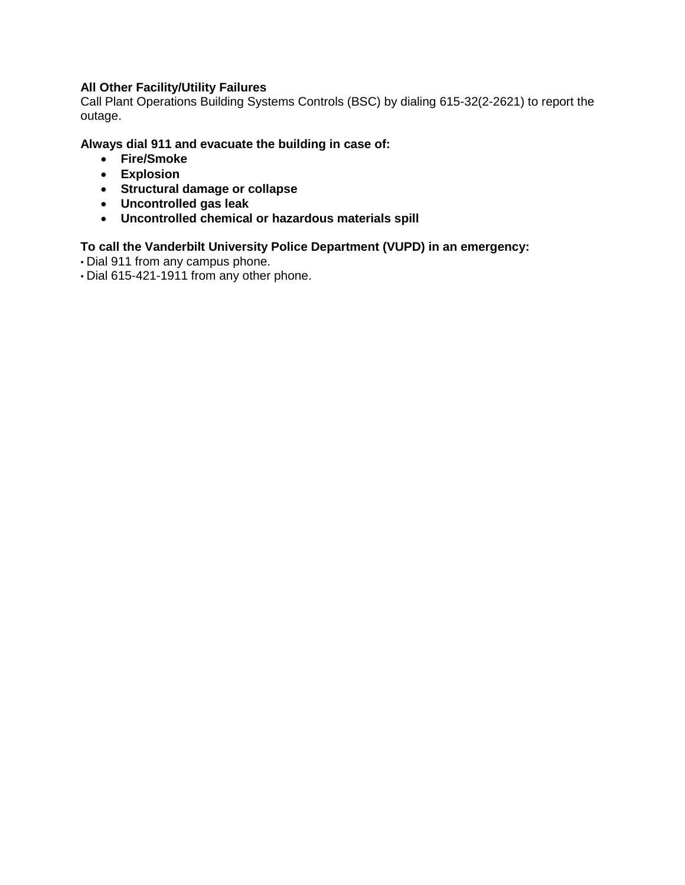**All Other Facility/Utility Failures**
Call Plant Operations Building Systems Controls (BSC) by dialing 615-32(2-2621) to report the outage.

**Always dial 911 and evacuate the building in case of:**

- **Fire/Smoke**
- **Explosion**
- **Structural damage or collapse**
- **Uncontrolled gas leak**
- **Uncontrolled chemical or hazardous materials spill**

**To call the Vanderbilt University Police Department (VUPD) in an emergency:**

- Dial 911 from any campus phone.
- Dial 615-421-1911 from any other phone.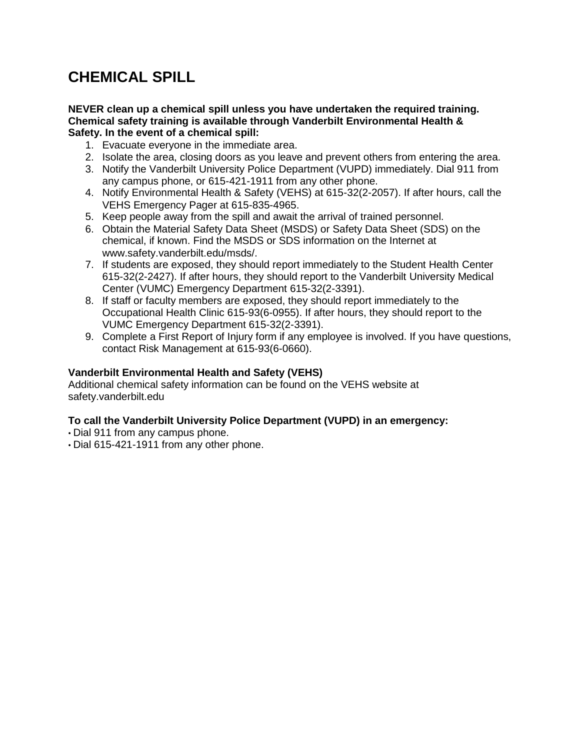# CHEMICAL SPILL

**NEVER clean up a chemical spill unless you have undertaken the required training. Chemical safety training is available through Vanderbilt Environmental Health & Safety. In the event of a chemical spill:**

1. Evacuate everyone in the immediate area.
2. Isolate the area, closing doors as you leave and prevent others from entering the area.
3. Notify the Vanderbilt University Police Department (VUPD) immediately. Dial 911 from any campus phone, or 615-421-1911 from any other phone.
4. Notify Environmental Health & Safety (VEHS) at 615-32(2-2057). If after hours, call the VEHS Emergency Pager at 615-835-4965.
5. Keep people away from the spill and await the arrival of trained personnel.
6. Obtain the Material Safety Data Sheet (MSDS) or Safety Data Sheet (SDS) on the chemical, if known. Find the MSDS or SDS information on the Internet at www.safety.vanderbilt.edu/msds/.
7. If students are exposed, they should report immediately to the Student Health Center 615-32(2-2427). If after hours, they should report to the Vanderbilt University Medical Center (VUMC) Emergency Department 615-32(2-3391).
8. If staff or faculty members are exposed, they should report immediately to the Occupational Health Clinic 615-93(6-0955). If after hours, they should report to the VUMC Emergency Department 615-32(2-3391).
9. Complete a First Report of Injury form if any employee is involved. If you have questions, contact Risk Management at 615-93(6-0660).

**Vanderbilt Environmental Health and Safety (VEHS)**
Additional chemical safety information can be found on the VEHS website at safety.vanderbilt.edu

**To call the Vanderbilt University Police Department (VUPD) in an emergency:**
- Dial 911 from any campus phone.
- Dial 615-421-1911 from any other phone.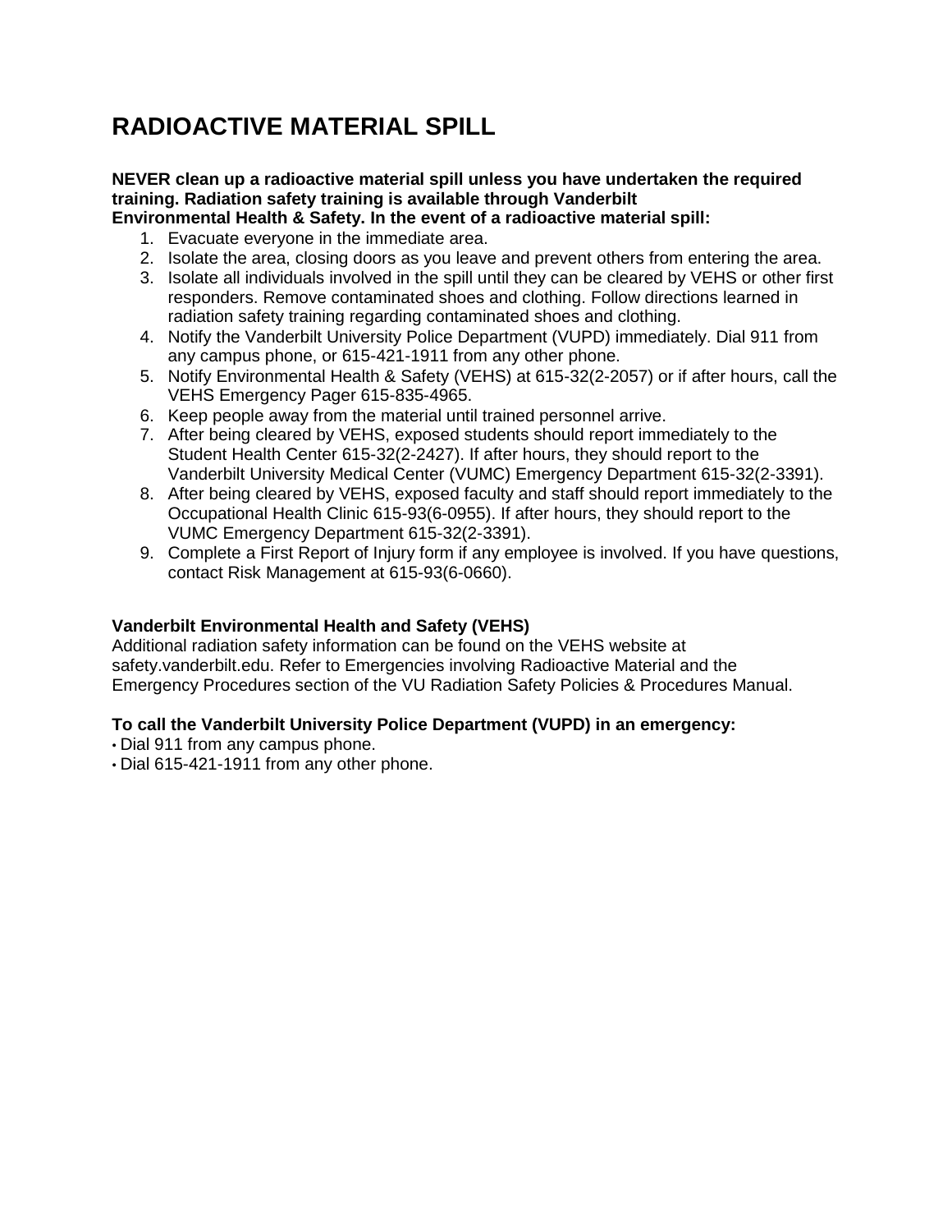# RADIOACTIVE MATERIAL SPILL

**NEVER clean up a radioactive material spill unless you have undertaken the required training. Radiation safety training is available through Vanderbilt Environmental Health & Safety. In the event of a radioactive material spill:**

1. Evacuate everyone in the immediate area.
2. Isolate the area, closing doors as you leave and prevent others from entering the area.
3. Isolate all individuals involved in the spill until they can be cleared by VEHS or other first responders. Remove contaminated shoes and clothing. Follow directions learned in radiation safety training regarding contaminated shoes and clothing.
4. Notify the Vanderbilt University Police Department (VUPD) immediately. Dial 911 from any campus phone, or 615-421-1911 from any other phone.
5. Notify Environmental Health & Safety (VEHS) at 615-32(2-2057) or if after hours, call the VEHS Emergency Pager 615-835-4965.
6. Keep people away from the material until trained personnel arrive.
7. After being cleared by VEHS, exposed students should report immediately to the Student Health Center 615-32(2-2427). If after hours, they should report to the Vanderbilt University Medical Center (VUMC) Emergency Department 615-32(2-3391).
8. After being cleared by VEHS, exposed faculty and staff should report immediately to the Occupational Health Clinic 615-93(6-0955). If after hours, they should report to the VUMC Emergency Department 615-32(2-3391).
9. Complete a First Report of Injury form if any employee is involved. If you have questions, contact Risk Management at 615-93(6-0660).

**Vanderbilt Environmental Health and Safety (VEHS)**
Additional radiation safety information can be found on the VEHS website at safety.vanderbilt.edu. Refer to Emergencies involving Radioactive Material and the Emergency Procedures section of the VU Radiation Safety Policies & Procedures Manual.

**To call the Vanderbilt University Police Department (VUPD) in an emergency:**

- Dial 911 from any campus phone.
- Dial 615-421-1911 from any other phone.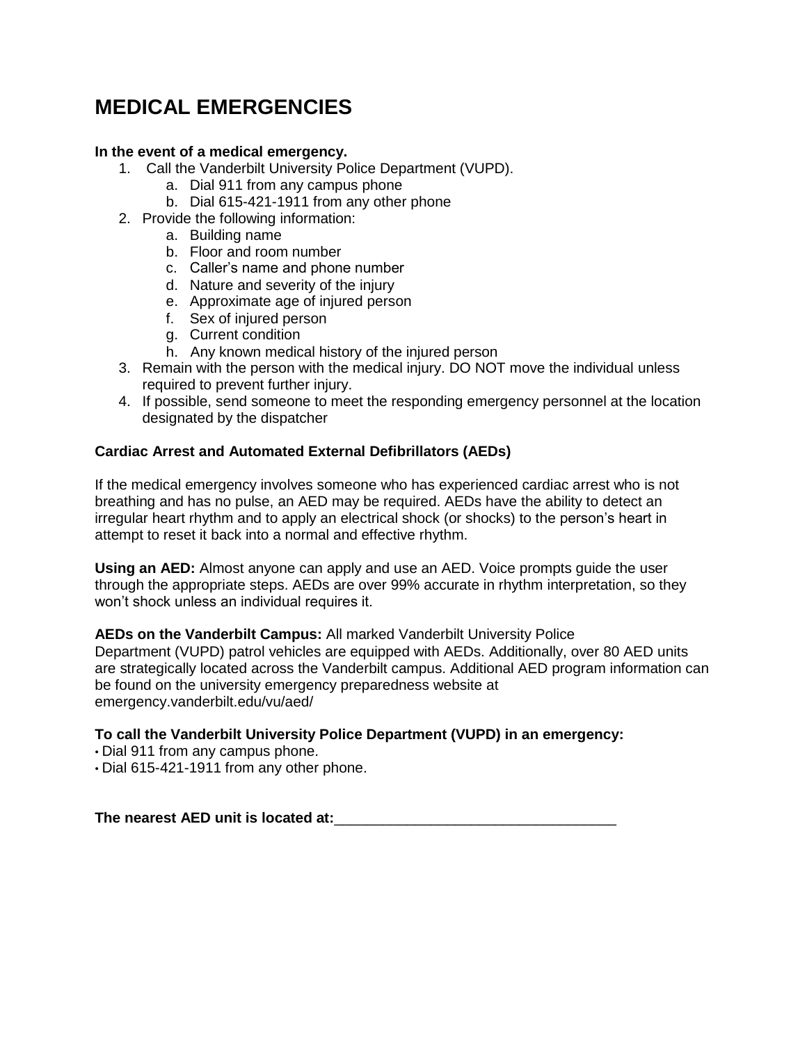# MEDICAL EMERGENCIES

**In the event of a medical emergency.**

1. Call the Vanderbilt University Police Department (VUPD).
   a. Dial 911 from any campus phone
   b. Dial 615-421-1911 from any other phone
2. Provide the following information:
   a. Building name
   b. Floor and room number
   c. Caller's name and phone number
   d. Nature and severity of the injury
   e. Approximate age of injured person
   f. Sex of injured person
   g. Current condition
   h. Any known medical history of the injured person
3. Remain with the person with the medical injury. DO NOT move the individual unless required to prevent further injury.
4. If possible, send someone to meet the responding emergency personnel at the location designated by the dispatcher

**Cardiac Arrest and Automated External Defibrillators (AEDs)**

If the medical emergency involves someone who has experienced cardiac arrest who is not breathing and has no pulse, an AED may be required. AEDs have the ability to detect an irregular heart rhythm and to apply an electrical shock (or shocks) to the person's heart in attempt to reset it back into a normal and effective rhythm.

**Using an AED:** Almost anyone can apply and use an AED. Voice prompts guide the user through the appropriate steps. AEDs are over 99% accurate in rhythm interpretation, so they won't shock unless an individual requires it.

**AEDs on the Vanderbilt Campus:** All marked Vanderbilt University Police Department (VUPD) patrol vehicles are equipped with AEDs. Additionally, over 80 AED units are strategically located across the Vanderbilt campus. Additional AED program information can be found on the university emergency preparedness website at emergency.vanderbilt.edu/vu/aed/

**To call the Vanderbilt University Police Department (VUPD) in an emergency:**

- Dial 911 from any campus phone.
- Dial 615-421-1911 from any other phone.

**The nearest AED unit is located at:**___________________________________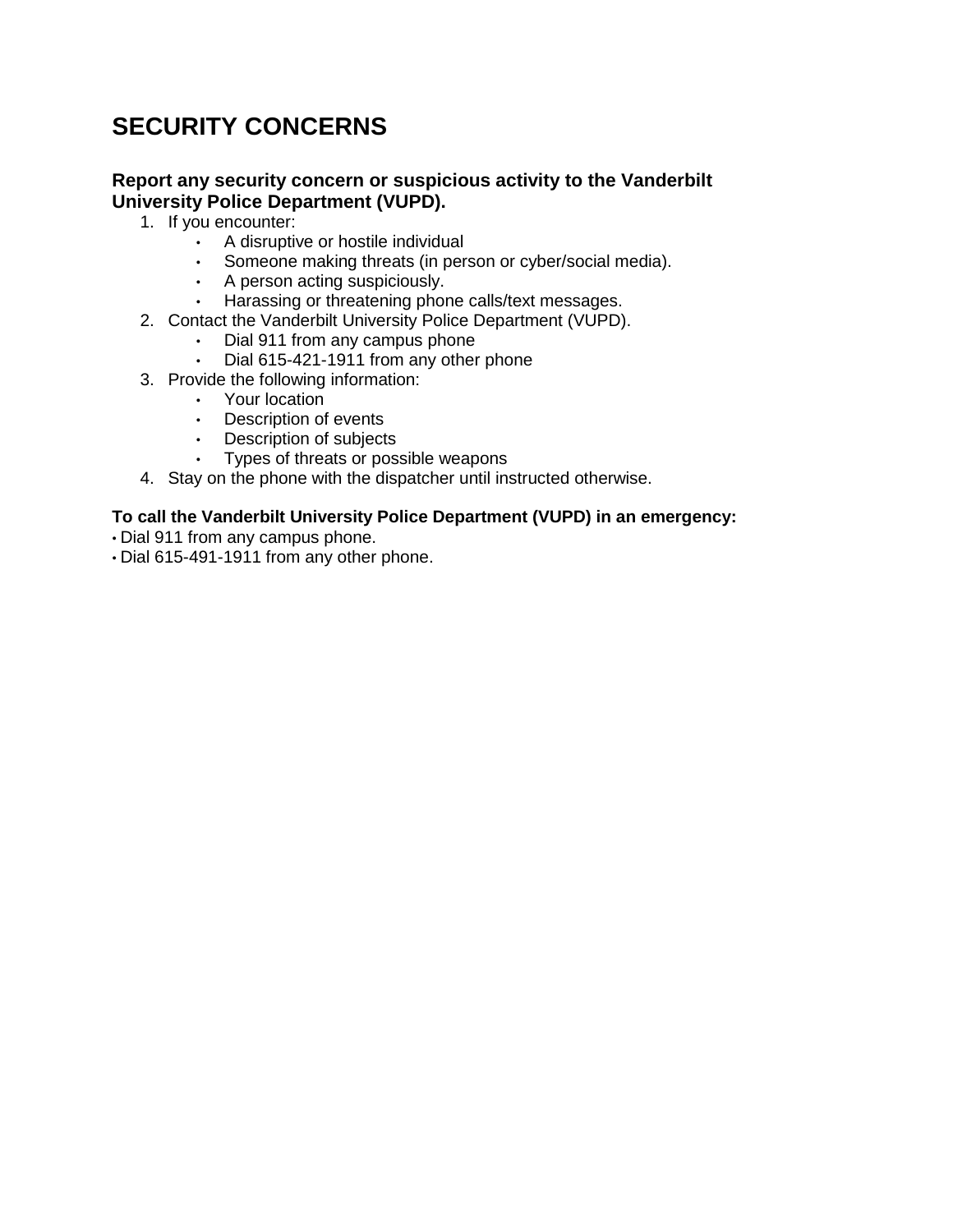# SECURITY CONCERNS

**Report any security concern or suspicious activity to the Vanderbilt University Police Department (VUPD).**

1. If you encounter:
    - A disruptive or hostile individual
    - Someone making threats (in person or cyber/social media).
    - A person acting suspiciously.
    - Harassing or threatening phone calls/text messages.
2. Contact the Vanderbilt University Police Department (VUPD).
    - Dial 911 from any campus phone
    - Dial 615-421-1911 from any other phone
3. Provide the following information:
    - Your location
    - Description of events
    - Description of subjects
    - Types of threats or possible weapons
4. Stay on the phone with the dispatcher until instructed otherwise.

**To call the Vanderbilt University Police Department (VUPD) in an emergency:**

- Dial 911 from any campus phone.
- Dial 615-491-1911 from any other phone.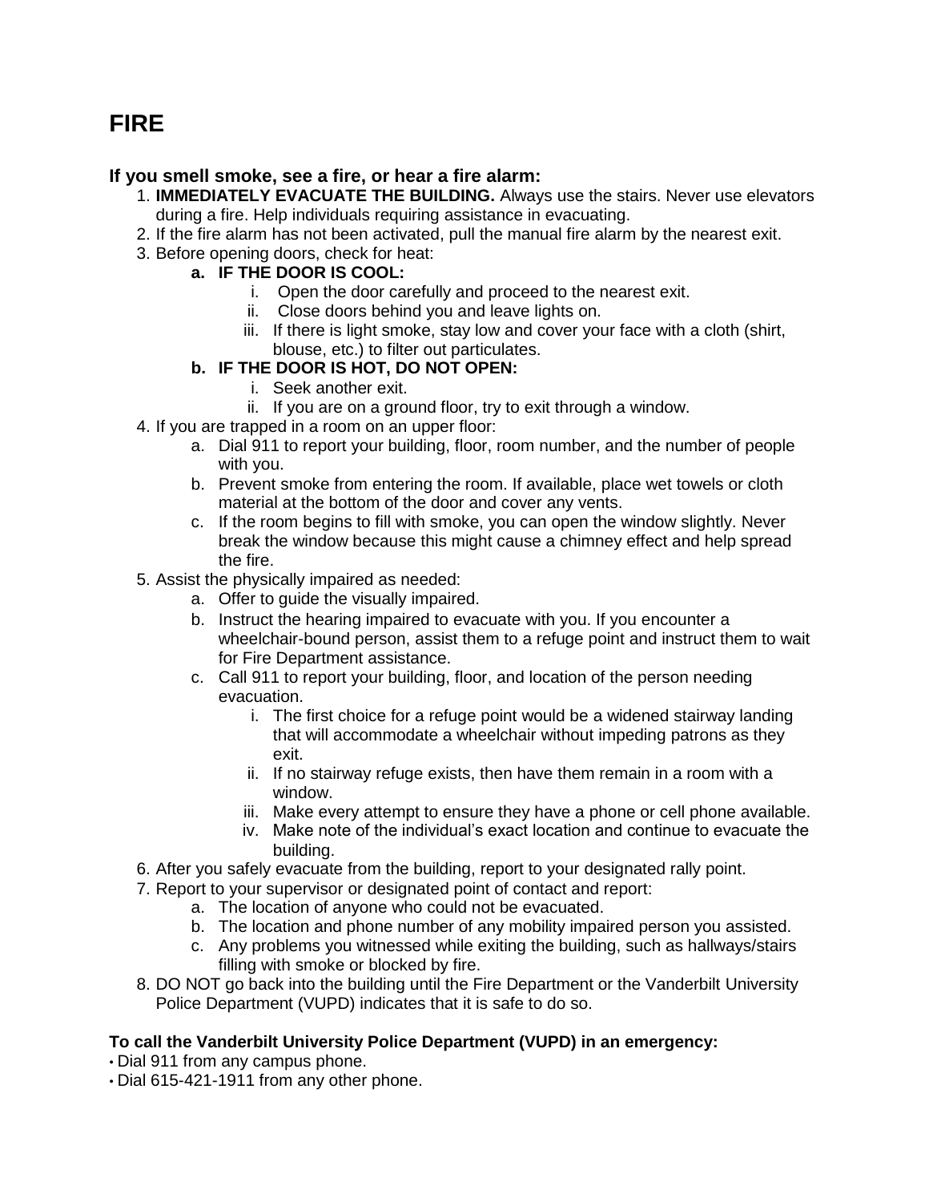# FIRE

### If you smell smoke, see a fire, or hear a fire alarm:

1. **IMMEDIATELY EVACUATE THE BUILDING.** Always use the stairs. Never use elevators during a fire. Help individuals requiring assistance in evacuating.
2. If the fire alarm has not been activated, pull the manual fire alarm by the nearest exit.
3. Before opening doors, check for heat:
    a. **IF THE DOOR IS COOL:**
        i. Open the door carefully and proceed to the nearest exit.
        ii. Close doors behind you and leave lights on.
        iii. If there is light smoke, stay low and cover your face with a cloth (shirt, blouse, etc.) to filter out particulates.
    b. **IF THE DOOR IS HOT, DO NOT OPEN:**
        i. Seek another exit.
        ii. If you are on a ground floor, try to exit through a window.
4. If you are trapped in a room on an upper floor:
    a. Dial 911 to report your building, floor, room number, and the number of people with you.
    b. Prevent smoke from entering the room. If available, place wet towels or cloth material at the bottom of the door and cover any vents.
    c. If the room begins to fill with smoke, you can open the window slightly. Never break the window because this might cause a chimney effect and help spread the fire.
5. Assist the physically impaired as needed:
    a. Offer to guide the visually impaired.
    b. Instruct the hearing impaired to evacuate with you. If you encounter a wheelchair-bound person, assist them to a refuge point and instruct them to wait for Fire Department assistance.
    c. Call 911 to report your building, floor, and location of the person needing evacuation.
        i. The first choice for a refuge point would be a widened stairway landing that will accommodate a wheelchair without impeding patrons as they exit.
        ii. If no stairway refuge exists, then have them remain in a room with a window.
        iii. Make every attempt to ensure they have a phone or cell phone available.
        iv. Make note of the individual's exact location and continue to evacuate the building.
6. After you safely evacuate from the building, report to your designated rally point.
7. Report to your supervisor or designated point of contact and report:
    a. The location of anyone who could not be evacuated.
    b. The location and phone number of any mobility impaired person you assisted.
    c. Any problems you witnessed while exiting the building, such as hallways/stairs filling with smoke or blocked by fire.
8. DO NOT go back into the building until the Fire Department or the Vanderbilt University Police Department (VUPD) indicates that it is safe to do so.

**To call the Vanderbilt University Police Department (VUPD) in an emergency:**

- Dial 911 from any campus phone.
- Dial 615-421-1911 from any other phone.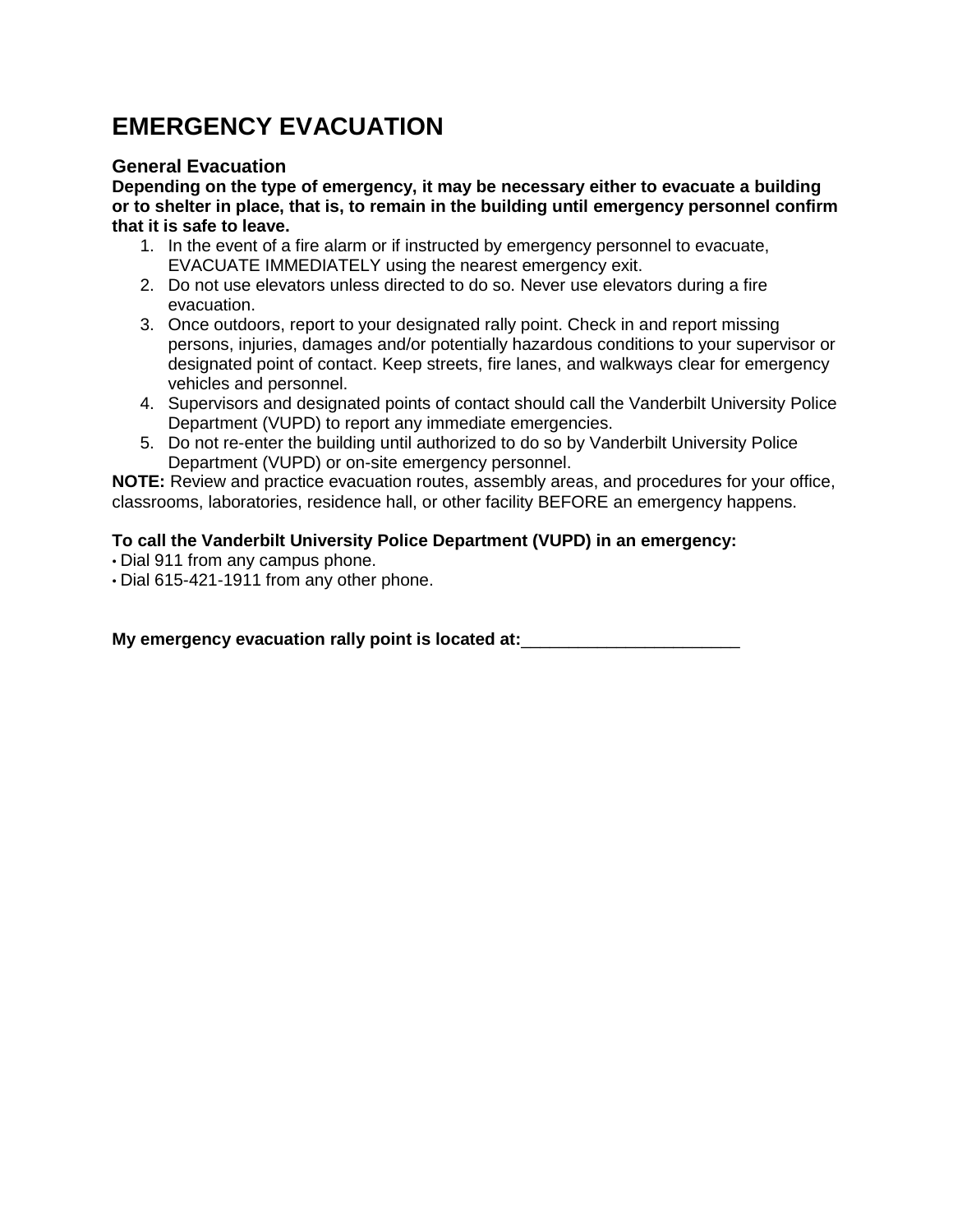# EMERGENCY EVACUATION

## General Evacuation

**Depending on the type of emergency, it may be necessary either to evacuate a building or to shelter in place, that is, to remain in the building until emergency personnel confirm that it is safe to leave.**

1. In the event of a fire alarm or if instructed by emergency personnel to evacuate, EVACUATE IMMEDIATELY using the nearest emergency exit.
2. Do not use elevators unless directed to do so. Never use elevators during a fire evacuation.
3. Once outdoors, report to your designated rally point. Check in and report missing persons, injuries, damages and/or potentially hazardous conditions to your supervisor or designated point of contact. Keep streets, fire lanes, and walkways clear for emergency vehicles and personnel.
4. Supervisors and designated points of contact should call the Vanderbilt University Police Department (VUPD) to report any immediate emergencies.
5. Do not re-enter the building until authorized to do so by Vanderbilt University Police Department (VUPD) or on-site emergency personnel.

**NOTE:** Review and practice evacuation routes, assembly areas, and procedures for your office, classrooms, laboratories, residence hall, or other facility BEFORE an emergency happens.

**To call the Vanderbilt University Police Department (VUPD) in an emergency:**

- Dial 911 from any campus phone.
- Dial 615-421-1911 from any other phone.

**My emergency evacuation rally point is located at:**_______________________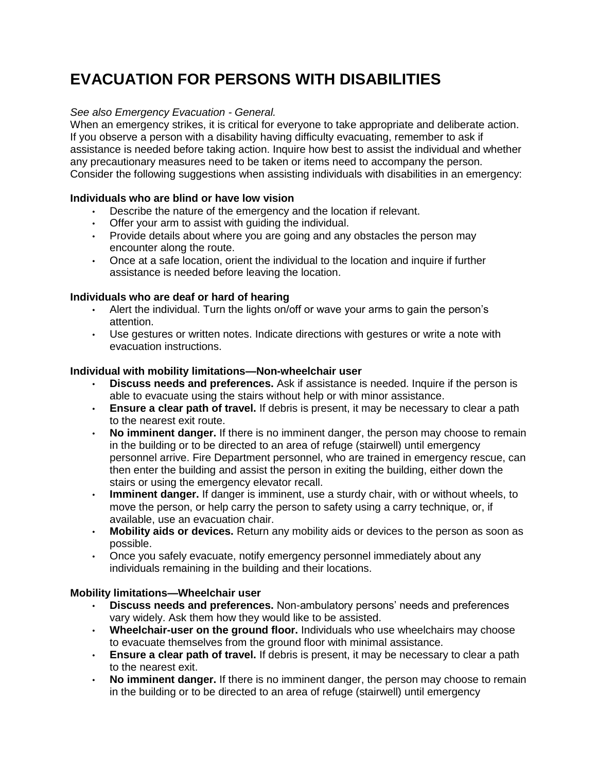# EVACUATION FOR PERSONS WITH DISABILITIES

*See also Emergency Evacuation - General.*

When an emergency strikes, it is critical for everyone to take appropriate and deliberate action. If you observe a person with a disability having difficulty evacuating, remember to ask if assistance is needed before taking action. Inquire how best to assist the individual and whether any precautionary measures need to be taken or items need to accompany the person. Consider the following suggestions when assisting individuals with disabilities in an emergency:

**Individuals who are blind or have low vision**

- Describe the nature of the emergency and the location if relevant.
- Offer your arm to assist with guiding the individual.
- Provide details about where you are going and any obstacles the person may encounter along the route.
- Once at a safe location, orient the individual to the location and inquire if further assistance is needed before leaving the location.

**Individuals who are deaf or hard of hearing**

- Alert the individual. Turn the lights on/off or wave your arms to gain the person's attention.
- Use gestures or written notes. Indicate directions with gestures or write a note with evacuation instructions.

**Individual with mobility limitations—Non-wheelchair user**

- **Discuss needs and preferences.** Ask if assistance is needed. Inquire if the person is able to evacuate using the stairs without help or with minor assistance.
- **Ensure a clear path of travel.** If debris is present, it may be necessary to clear a path to the nearest exit route.
- **No imminent danger.** If there is no imminent danger, the person may choose to remain in the building or to be directed to an area of refuge (stairwell) until emergency personnel arrive. Fire Department personnel, who are trained in emergency rescue, can then enter the building and assist the person in exiting the building, either down the stairs or using the emergency elevator recall.
- **Imminent danger.** If danger is imminent, use a sturdy chair, with or without wheels, to move the person, or help carry the person to safety using a carry technique, or, if available, use an evacuation chair.
- **Mobility aids or devices.** Return any mobility aids or devices to the person as soon as possible.
- Once you safely evacuate, notify emergency personnel immediately about any individuals remaining in the building and their locations.

**Mobility limitations—Wheelchair user**

- **Discuss needs and preferences.** Non-ambulatory persons' needs and preferences vary widely. Ask them how they would like to be assisted.
- **Wheelchair-user on the ground floor.** Individuals who use wheelchairs may choose to evacuate themselves from the ground floor with minimal assistance.
- **Ensure a clear path of travel.** If debris is present, it may be necessary to clear a path to the nearest exit.
- **No imminent danger.** If there is no imminent danger, the person may choose to remain in the building or to be directed to an area of refuge (stairwell) until emergency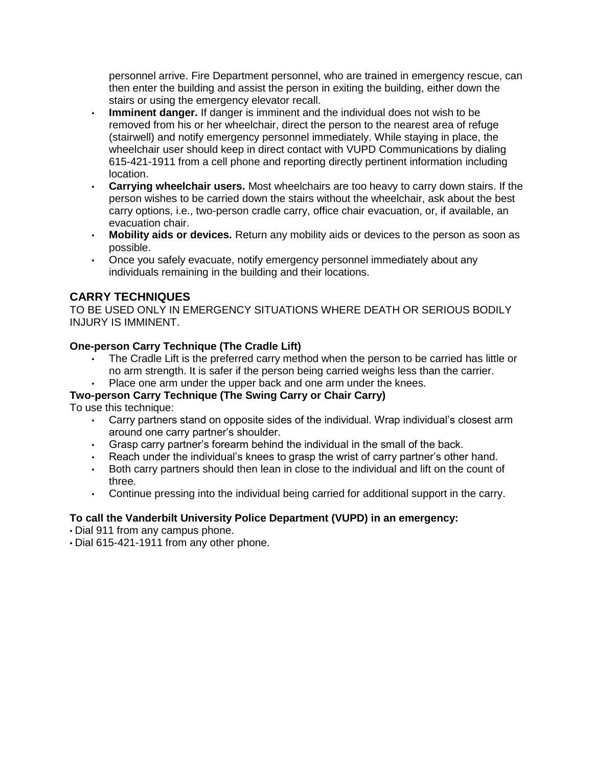personnel arrive. Fire Department personnel, who are trained in emergency rescue, can then enter the building and assist the person in exiting the building, either down the stairs or using the emergency elevator recall.

- **Imminent danger.** If danger is imminent and the individual does not wish to be removed from his or her wheelchair, direct the person to the nearest area of refuge (stairwell) and notify emergency personnel immediately. While staying in place, the wheelchair user should keep in direct contact with VUPD Communications by dialing 615-421-1911 from a cell phone and reporting directly pertinent information including location.
- **Carrying wheelchair users.** Most wheelchairs are too heavy to carry down stairs. If the person wishes to be carried down the stairs without the wheelchair, ask about the best carry options, i.e., two-person cradle carry, office chair evacuation, or, if available, an evacuation chair.
- **Mobility aids or devices.** Return any mobility aids or devices to the person as soon as possible.
- Once you safely evacuate, notify emergency personnel immediately about any individuals remaining in the building and their locations.

## CARRY TECHNIQUES

TO BE USED ONLY IN EMERGENCY SITUATIONS WHERE DEATH OR SERIOUS BODILY INJURY IS IMMINENT.

### One-person Carry Technique (The Cradle Lift)

- The Cradle Lift is the preferred carry method when the person to be carried has little or no arm strength. It is safer if the person being carried weighs less than the carrier.
- Place one arm under the upper back and one arm under the knees.

### Two-person Carry Technique (The Swing Carry or Chair Carry)

To use this technique:

- Carry partners stand on opposite sides of the individual. Wrap individual's closest arm around one carry partner's shoulder.
- Grasp carry partner's forearm behind the individual in the small of the back.
- Reach under the individual's knees to grasp the wrist of carry partner's other hand.
- Both carry partners should then lean in close to the individual and lift on the count of three.
- Continue pressing into the individual being carried for additional support in the carry.

**To call the Vanderbilt University Police Department (VUPD) in an emergency:**

- Dial 911 from any campus phone.
- Dial 615-421-1911 from any other phone.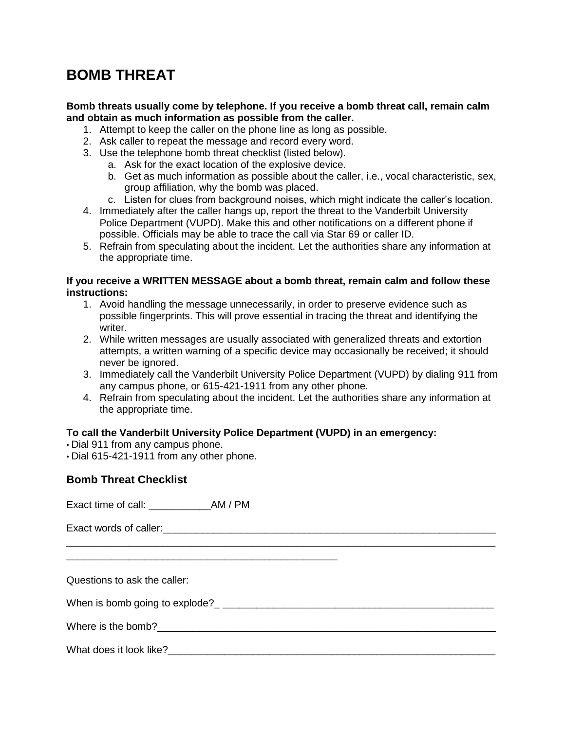# BOMB THREAT

**Bomb threats usually come by telephone. If you receive a bomb threat call, remain calm and obtain as much information as possible from the caller.**

1. Attempt to keep the caller on the phone line as long as possible.
2. Ask caller to repeat the message and record every word.
3. Use the telephone bomb threat checklist (listed below).
   a. Ask for the exact location of the explosive device.
   b. Get as much information as possible about the caller, i.e., vocal characteristic, sex, group affiliation, why the bomb was placed.
   c. Listen for clues from background noises, which might indicate the caller's location.
4. Immediately after the caller hangs up, report the threat to the Vanderbilt University Police Department (VUPD). Make this and other notifications on a different phone if possible. Officials may be able to trace the call via Star 69 or caller ID.
5. Refrain from speculating about the incident. Let the authorities share any information at the appropriate time.

**If you receive a WRITTEN MESSAGE about a bomb threat, remain calm and follow these instructions:**

1. Avoid handling the message unnecessarily, in order to preserve evidence such as possible fingerprints. This will prove essential in tracing the threat and identifying the writer.
2. While written messages are usually associated with generalized threats and extortion attempts, a written warning of a specific device may occasionally be received; it should never be ignored.
3. Immediately call the Vanderbilt University Police Department (VUPD) by dialing 911 from any campus phone, or 615-421-1911 from any other phone.
4. Refrain from speculating about the incident. Let the authorities share any information at the appropriate time.

**To call the Vanderbilt University Police Department (VUPD) in an emergency:**

- Dial 911 from any campus phone.
- Dial 615-421-1911 from any other phone.

## Bomb Threat Checklist

Exact time of call: ___________AM / PM

Exact words of caller:_______________________________________________________________
_____________________________________________________________________________
__________________________________________________

Questions to ask the caller:

When is bomb going to explode?_ ___________________________________________________

Where is the bomb?___________________________________________________________

What does it look like?_________________________________________________________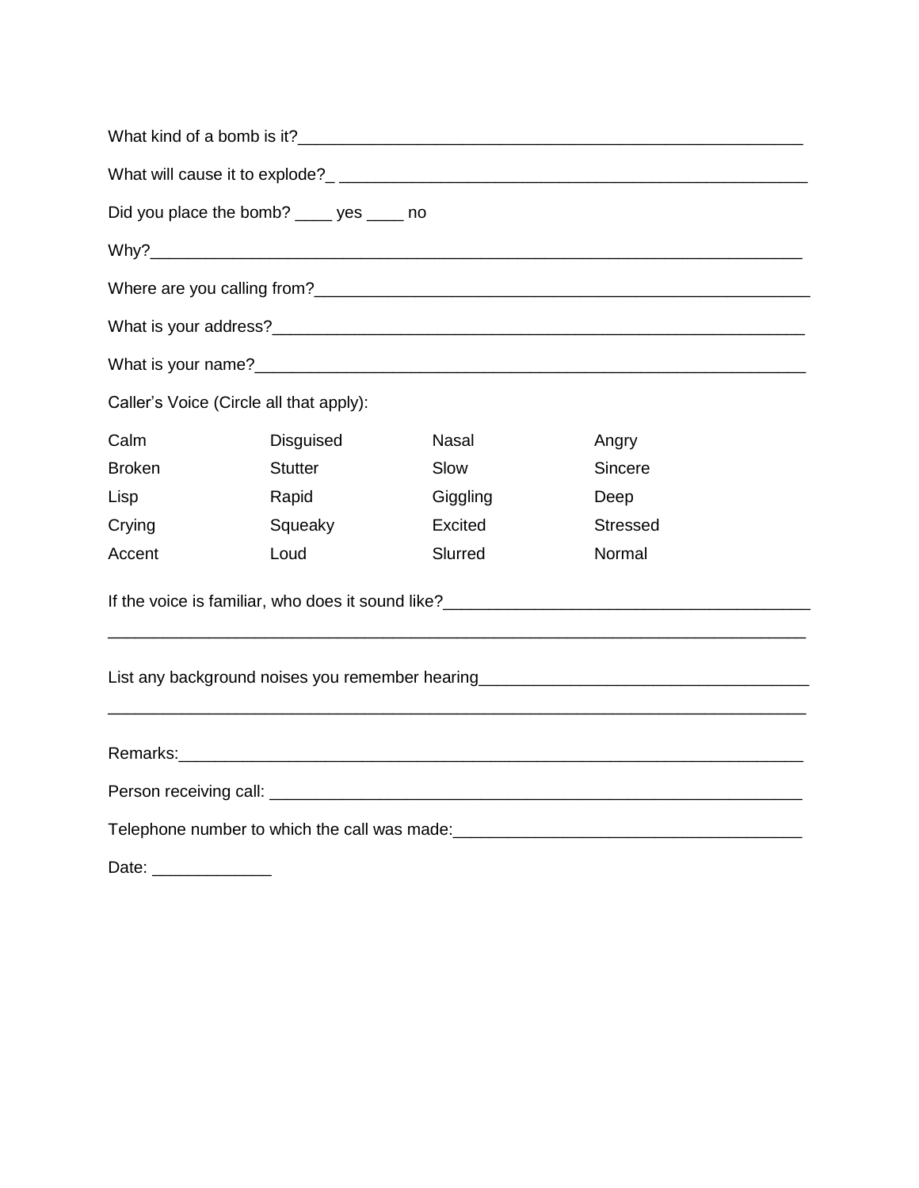What kind of a bomb is it?________________________________________________________

What will cause it to explode?_ ___________________________________________________

Did you place the bomb? ____ yes ____ no

Why?____________________________________________________________________

Where are you calling from?_________________________________________________

What is your address?_______________________________________________________

What is your name?__________________________________________________________

Caller's Voice (Circle all that apply):

| | | | |
|---|---|---|---|
| Calm | Disguised | Nasal | Angry |
| Broken | Stutter | Slow | Sincere |
| Lisp | Rapid | Giggling | Deep |
| Crying | Squeaky | Excited | Stressed |
| Accent | Loud | Slurred | Normal |

If the voice is familiar, who does it sound like?_______________________________________

_______________________________________________________________________________

List any background noises you remember hearing____________________________________

_______________________________________________________________________________

Remarks:_______________________________________________________________________

Person receiving call: ____________________________________________________________

Telephone number to which the call was made:______________________________________

Date: _____________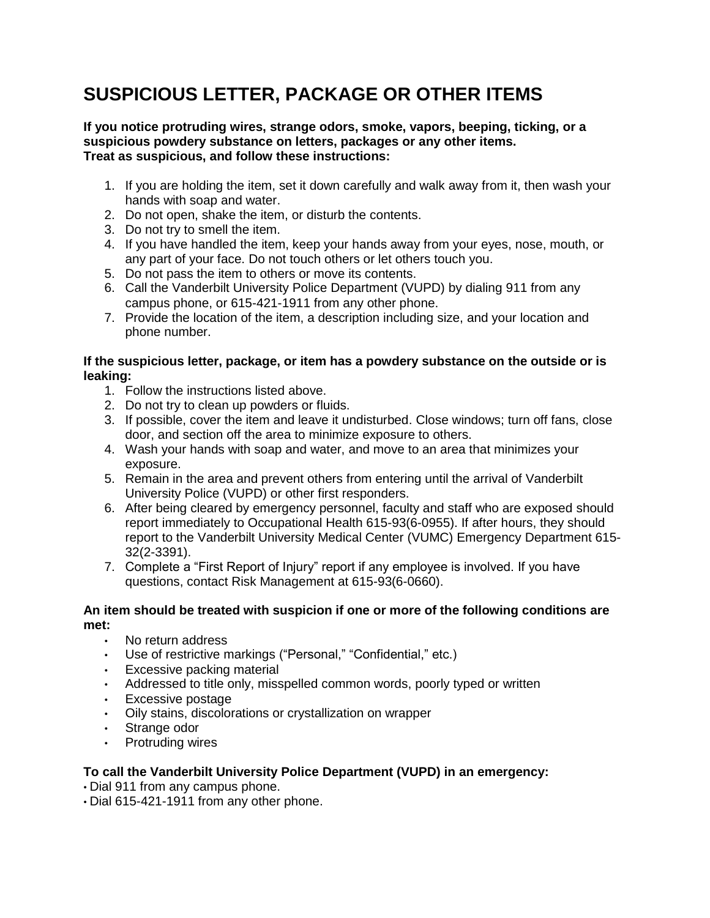# SUSPICIOUS LETTER, PACKAGE OR OTHER ITEMS

**If you notice protruding wires, strange odors, smoke, vapors, beeping, ticking, or a suspicious powdery substance on letters, packages or any other items.**
**Treat as suspicious, and follow these instructions:**

1. If you are holding the item, set it down carefully and walk away from it, then wash your hands with soap and water.
2. Do not open, shake the item, or disturb the contents.
3. Do not try to smell the item.
4. If you have handled the item, keep your hands away from your eyes, nose, mouth, or any part of your face. Do not touch others or let others touch you.
5. Do not pass the item to others or move its contents.
6. Call the Vanderbilt University Police Department (VUPD) by dialing 911 from any campus phone, or 615-421-1911 from any other phone.
7. Provide the location of the item, a description including size, and your location and phone number.

**If the suspicious letter, package, or item has a powdery substance on the outside or is leaking:**

1. Follow the instructions listed above.
2. Do not try to clean up powders or fluids.
3. If possible, cover the item and leave it undisturbed. Close windows; turn off fans, close door, and section off the area to minimize exposure to others.
4. Wash your hands with soap and water, and move to an area that minimizes your exposure.
5. Remain in the area and prevent others from entering until the arrival of Vanderbilt University Police (VUPD) or other first responders.
6. After being cleared by emergency personnel, faculty and staff who are exposed should report immediately to Occupational Health 615-93(6-0955). If after hours, they should report to the Vanderbilt University Medical Center (VUMC) Emergency Department 615-32(2-3391).
7. Complete a "First Report of Injury" report if any employee is involved. If you have questions, contact Risk Management at 615-93(6-0660).

**An item should be treated with suspicion if one or more of the following conditions are met:**

- No return address
- Use of restrictive markings ("Personal," "Confidential," etc.)
- Excessive packing material
- Addressed to title only, misspelled common words, poorly typed or written
- Excessive postage
- Oily stains, discolorations or crystallization on wrapper
- Strange odor
- Protruding wires

**To call the Vanderbilt University Police Department (VUPD) in an emergency:**

- Dial 911 from any campus phone.
- Dial 615-421-1911 from any other phone.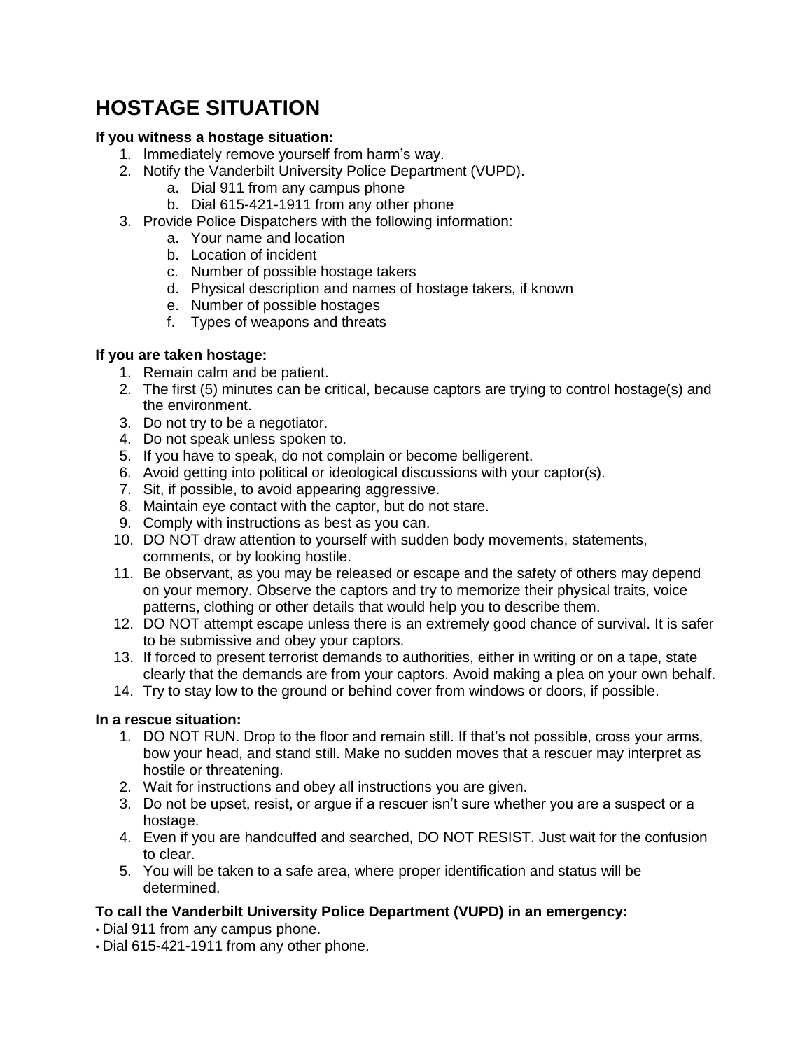# HOSTAGE SITUATION

**If you witness a hostage situation:**

1. Immediately remove yourself from harm's way.
2. Notify the Vanderbilt University Police Department (VUPD).
    a. Dial 911 from any campus phone
    b. Dial 615-421-1911 from any other phone
3. Provide Police Dispatchers with the following information:
    a. Your name and location
    b. Location of incident
    c. Number of possible hostage takers
    d. Physical description and names of hostage takers, if known
    e. Number of possible hostages
    f. Types of weapons and threats

**If you are taken hostage:**

1. Remain calm and be patient.
2. The first (5) minutes can be critical, because captors are trying to control hostage(s) and the environment.
3. Do not try to be a negotiator.
4. Do not speak unless spoken to.
5. If you have to speak, do not complain or become belligerent.
6. Avoid getting into political or ideological discussions with your captor(s).
7. Sit, if possible, to avoid appearing aggressive.
8. Maintain eye contact with the captor, but do not stare.
9. Comply with instructions as best as you can.
10. DO NOT draw attention to yourself with sudden body movements, statements, comments, or by looking hostile.
11. Be observant, as you may be released or escape and the safety of others may depend on your memory. Observe the captors and try to memorize their physical traits, voice patterns, clothing or other details that would help you to describe them.
12. DO NOT attempt escape unless there is an extremely good chance of survival. It is safer to be submissive and obey your captors.
13. If forced to present terrorist demands to authorities, either in writing or on a tape, state clearly that the demands are from your captors. Avoid making a plea on your own behalf.
14. Try to stay low to the ground or behind cover from windows or doors, if possible.

**In a rescue situation:**

1. DO NOT RUN. Drop to the floor and remain still. If that's not possible, cross your arms, bow your head, and stand still. Make no sudden moves that a rescuer may interpret as hostile or threatening.
2. Wait for instructions and obey all instructions you are given.
3. Do not be upset, resist, or argue if a rescuer isn't sure whether you are a suspect or a hostage.
4. Even if you are handcuffed and searched, DO NOT RESIST. Just wait for the confusion to clear.
5. You will be taken to a safe area, where proper identification and status will be determined.

**To call the Vanderbilt University Police Department (VUPD) in an emergency:**

- Dial 911 from any campus phone.
- Dial 615-421-1911 from any other phone.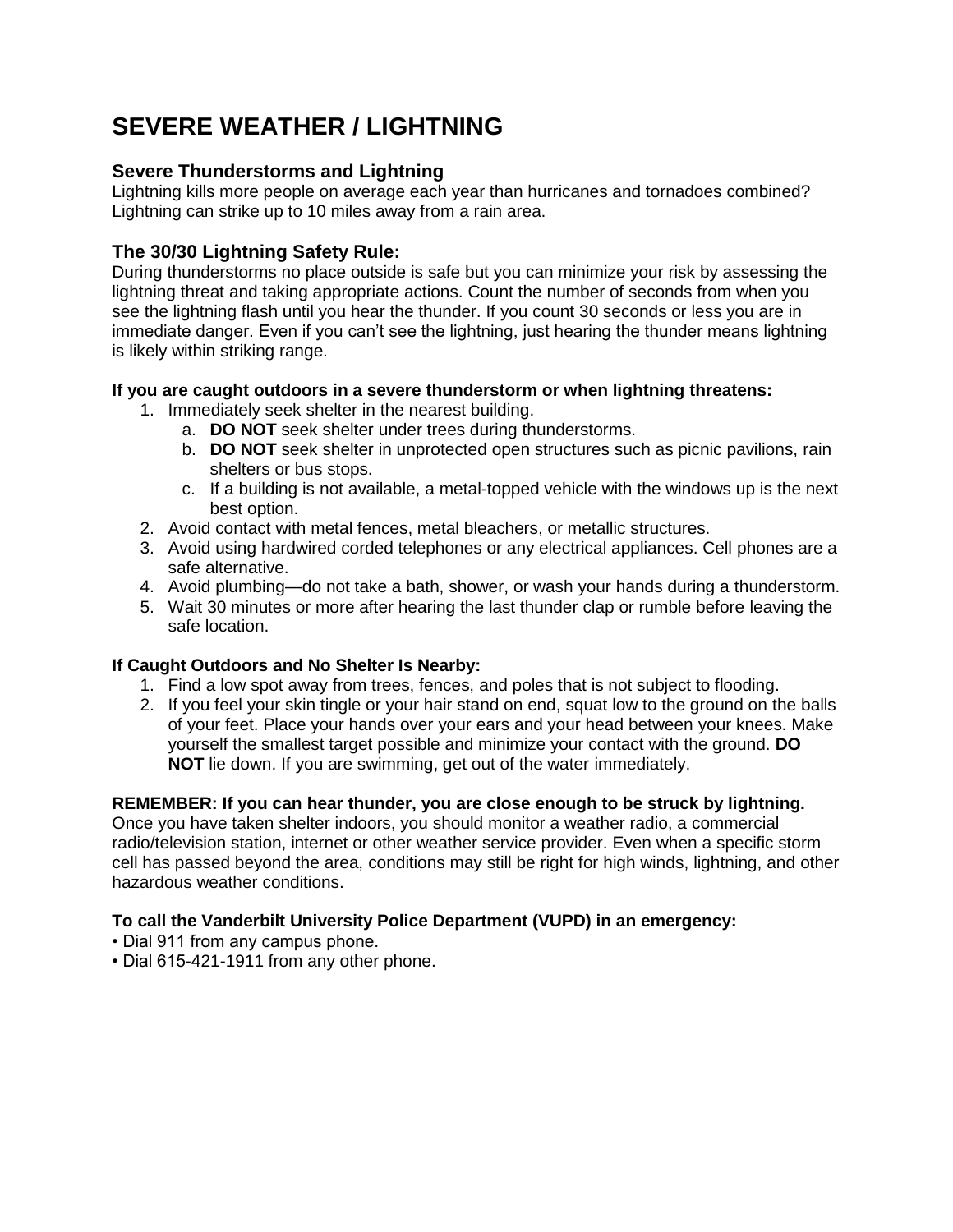# SEVERE WEATHER / LIGHTNING

## Severe Thunderstorms and Lightning

Lightning kills more people on average each year than hurricanes and tornadoes combined? Lightning can strike up to 10 miles away from a rain area.

## The 30/30 Lightning Safety Rule:

During thunderstorms no place outside is safe but you can minimize your risk by assessing the lightning threat and taking appropriate actions. Count the number of seconds from when you see the lightning flash until you hear the thunder. If you count 30 seconds or less you are in immediate danger. Even if you can't see the lightning, just hearing the thunder means lightning is likely within striking range.

**If you are caught outdoors in a severe thunderstorm or when lightning threatens:**

1. Immediately seek shelter in the nearest building.
    a. **DO NOT** seek shelter under trees during thunderstorms.
    b. **DO NOT** seek shelter in unprotected open structures such as picnic pavilions, rain shelters or bus stops.
    c. If a building is not available, a metal-topped vehicle with the windows up is the next best option.
2. Avoid contact with metal fences, metal bleachers, or metallic structures.
3. Avoid using hardwired corded telephones or any electrical appliances. Cell phones are a safe alternative.
4. Avoid plumbing—do not take a bath, shower, or wash your hands during a thunderstorm.
5. Wait 30 minutes or more after hearing the last thunder clap or rumble before leaving the safe location.

**If Caught Outdoors and No Shelter Is Nearby:**

1. Find a low spot away from trees, fences, and poles that is not subject to flooding.
2. If you feel your skin tingle or your hair stand on end, squat low to the ground on the balls of your feet. Place your hands over your ears and your head between your knees. Make yourself the smallest target possible and minimize your contact with the ground. **DO NOT** lie down. If you are swimming, get out of the water immediately.

**REMEMBER: If you can hear thunder, you are close enough to be struck by lightning.**
Once you have taken shelter indoors, you should monitor a weather radio, a commercial radio/television station, internet or other weather service provider. Even when a specific storm cell has passed beyond the area, conditions may still be right for high winds, lightning, and other hazardous weather conditions.

**To call the Vanderbilt University Police Department (VUPD) in an emergency:**

• Dial 911 from any campus phone.
• Dial 615-421-1911 from any other phone.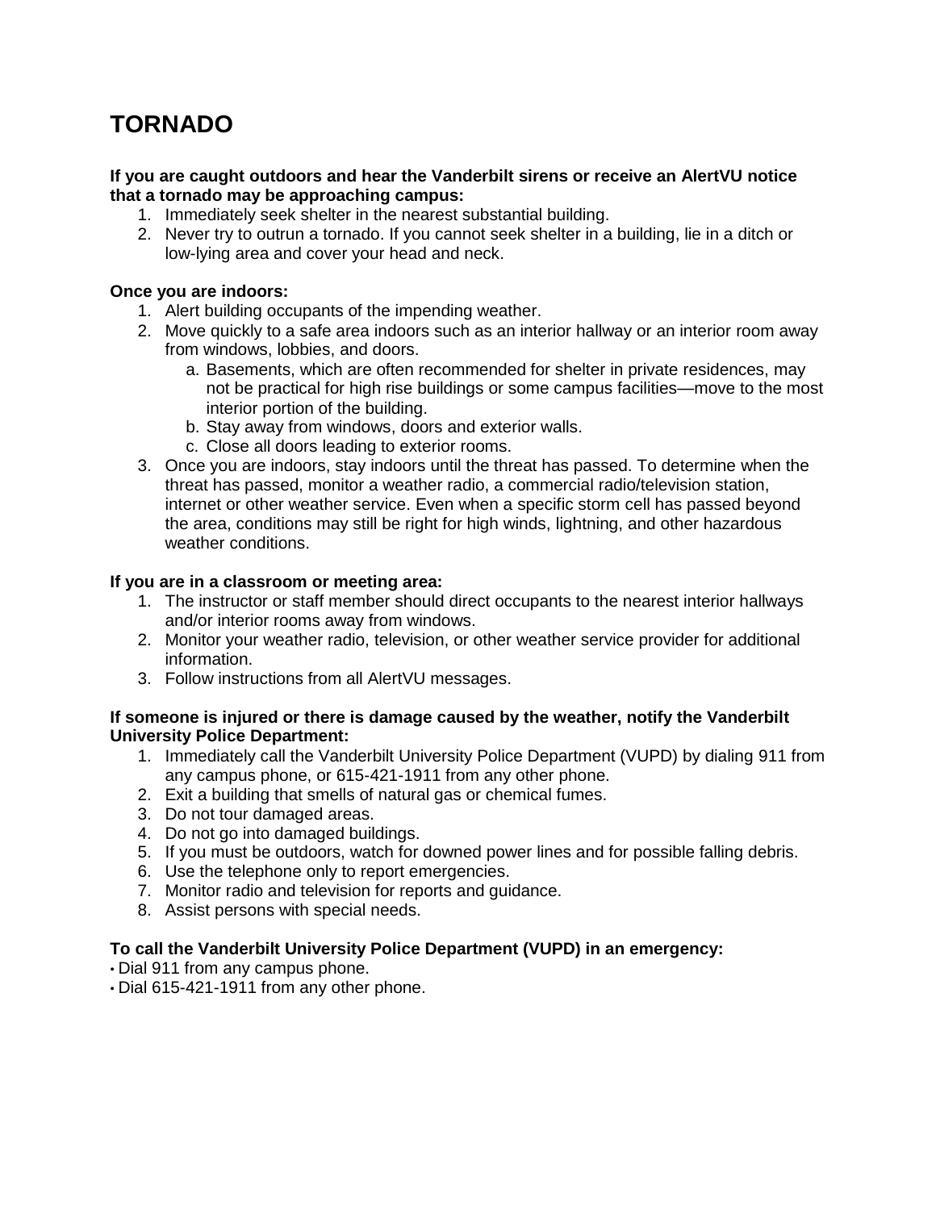# TORNADO

**If you are caught outdoors and hear the Vanderbilt sirens or receive an AlertVU notice that a tornado may be approaching campus:**

1. Immediately seek shelter in the nearest substantial building.
2. Never try to outrun a tornado. If you cannot seek shelter in a building, lie in a ditch or low-lying area and cover your head and neck.

**Once you are indoors:**

1. Alert building occupants of the impending weather.
2. Move quickly to a safe area indoors such as an interior hallway or an interior room away from windows, lobbies, and doors.
   a. Basements, which are often recommended for shelter in private residences, may not be practical for high rise buildings or some campus facilities—move to the most interior portion of the building.
   b. Stay away from windows, doors and exterior walls.
   c. Close all doors leading to exterior rooms.
3. Once you are indoors, stay indoors until the threat has passed. To determine when the threat has passed, monitor a weather radio, a commercial radio/television station, internet or other weather service. Even when a specific storm cell has passed beyond the area, conditions may still be right for high winds, lightning, and other hazardous weather conditions.

**If you are in a classroom or meeting area:**

1. The instructor or staff member should direct occupants to the nearest interior hallways and/or interior rooms away from windows.
2. Monitor your weather radio, television, or other weather service provider for additional information.
3. Follow instructions from all AlertVU messages.

**If someone is injured or there is damage caused by the weather, notify the Vanderbilt University Police Department:**

1. Immediately call the Vanderbilt University Police Department (VUPD) by dialing 911 from any campus phone, or 615-421-1911 from any other phone.
2. Exit a building that smells of natural gas or chemical fumes.
3. Do not tour damaged areas.
4. Do not go into damaged buildings.
5. If you must be outdoors, watch for downed power lines and for possible falling debris.
6. Use the telephone only to report emergencies.
7. Monitor radio and television for reports and guidance.
8. Assist persons with special needs.

**To call the Vanderbilt University Police Department (VUPD) in an emergency:**

- Dial 911 from any campus phone.
- Dial 615-421-1911 from any other phone.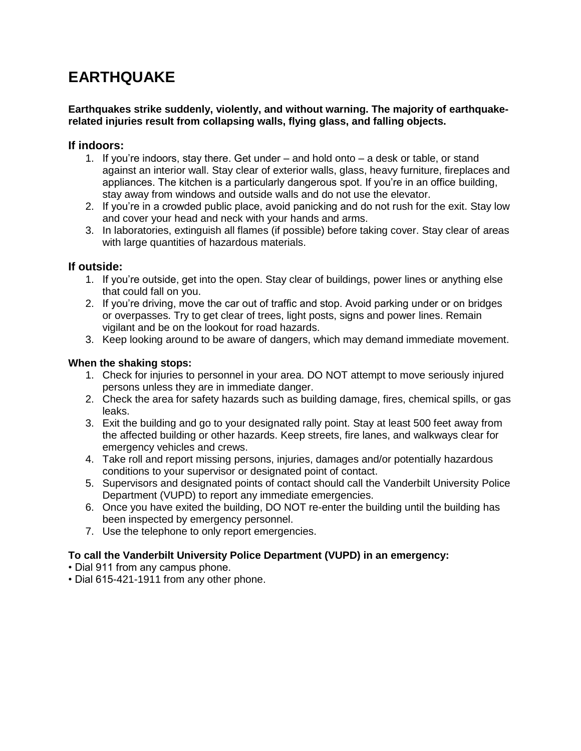# EARTHQUAKE

**Earthquakes strike suddenly, violently, and without warning. The majority of earthquake-related injuries result from collapsing walls, flying glass, and falling objects.**

## If indoors:

1. If you're indoors, stay there. Get under – and hold onto – a desk or table, or stand against an interior wall. Stay clear of exterior walls, glass, heavy furniture, fireplaces and appliances. The kitchen is a particularly dangerous spot. If you're in an office building, stay away from windows and outside walls and do not use the elevator.
2. If you're in a crowded public place, avoid panicking and do not rush for the exit. Stay low and cover your head and neck with your hands and arms.
3. In laboratories, extinguish all flames (if possible) before taking cover. Stay clear of areas with large quantities of hazardous materials.

## If outside:

1. If you're outside, get into the open. Stay clear of buildings, power lines or anything else that could fall on you.
2. If you're driving, move the car out of traffic and stop. Avoid parking under or on bridges or overpasses. Try to get clear of trees, light posts, signs and power lines. Remain vigilant and be on the lookout for road hazards.
3. Keep looking around to be aware of dangers, which may demand immediate movement.

**When the shaking stops:**

1. Check for injuries to personnel in your area. DO NOT attempt to move seriously injured persons unless they are in immediate danger.
2. Check the area for safety hazards such as building damage, fires, chemical spills, or gas leaks.
3. Exit the building and go to your designated rally point. Stay at least 500 feet away from the affected building or other hazards. Keep streets, fire lanes, and walkways clear for emergency vehicles and crews.
4. Take roll and report missing persons, injuries, damages and/or potentially hazardous conditions to your supervisor or designated point of contact.
5. Supervisors and designated points of contact should call the Vanderbilt University Police Department (VUPD) to report any immediate emergencies.
6. Once you have exited the building, DO NOT re-enter the building until the building has been inspected by emergency personnel.
7. Use the telephone to only report emergencies.

**To call the Vanderbilt University Police Department (VUPD) in an emergency:**

- Dial 911 from any campus phone.
- Dial 615-421-1911 from any other phone.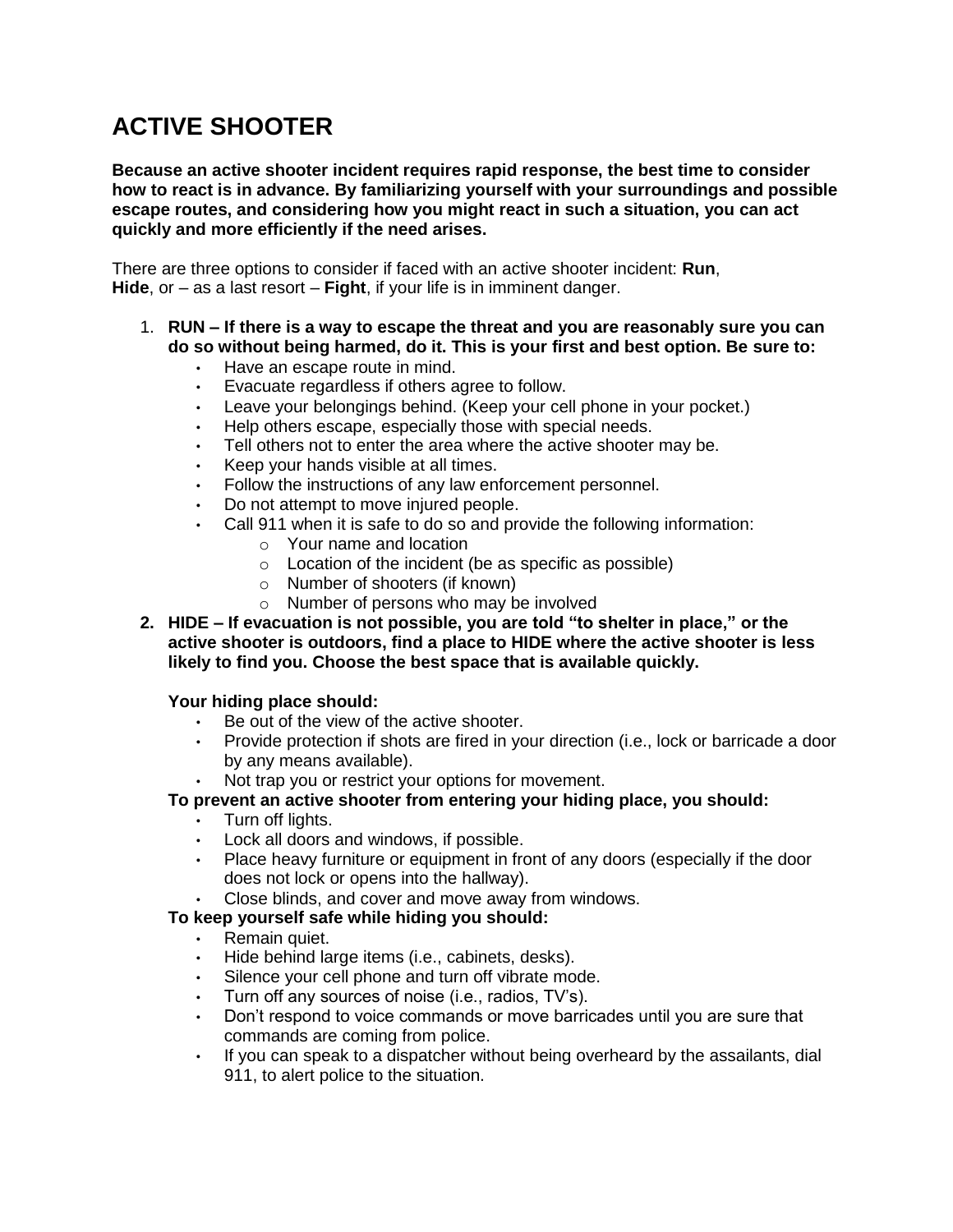# ACTIVE SHOOTER

**Because an active shooter incident requires rapid response, the best time to consider how to react is in advance. By familiarizing yourself with your surroundings and possible escape routes, and considering how you might react in such a situation, you can act quickly and more efficiently if the need arises.**

There are three options to consider if faced with an active shooter incident: **Run**, **Hide**, or – as a last resort – **Fight**, if your life is in imminent danger.

1. **RUN – If there is a way to escape the threat and you are reasonably sure you can do so without being harmed, do it. This is your first and best option. Be sure to:**
   - Have an escape route in mind.
   - Evacuate regardless if others agree to follow.
   - Leave your belongings behind. (Keep your cell phone in your pocket.)
   - Help others escape, especially those with special needs.
   - Tell others not to enter the area where the active shooter may be.
   - Keep your hands visible at all times.
   - Follow the instructions of any law enforcement personnel.
   - Do not attempt to move injured people.
   - Call 911 when it is safe to do so and provide the following information:
     - Your name and location
     - Location of the incident (be as specific as possible)
     - Number of shooters (if known)
     - Number of persons who may be involved
2. **HIDE – If evacuation is not possible, you are told "to shelter in place," or the active shooter is outdoors, find a place to HIDE where the active shooter is less likely to find you. Choose the best space that is available quickly.**

   **Your hiding place should:**
   - Be out of the view of the active shooter.
   - Provide protection if shots are fired in your direction (i.e., lock or barricade a door by any means available).
   - Not trap you or restrict your options for movement.

   **To prevent an active shooter from entering your hiding place, you should:**
   - Turn off lights.
   - Lock all doors and windows, if possible.
   - Place heavy furniture or equipment in front of any doors (especially if the door does not lock or opens into the hallway).
   - Close blinds, and cover and move away from windows.

   **To keep yourself safe while hiding you should:**
   - Remain quiet.
   - Hide behind large items (i.e., cabinets, desks).
   - Silence your cell phone and turn off vibrate mode.
   - Turn off any sources of noise (i.e., radios, TV's).
   - Don't respond to voice commands or move barricades until you are sure that commands are coming from police.
   - If you can speak to a dispatcher without being overheard by the assailants, dial 911, to alert police to the situation.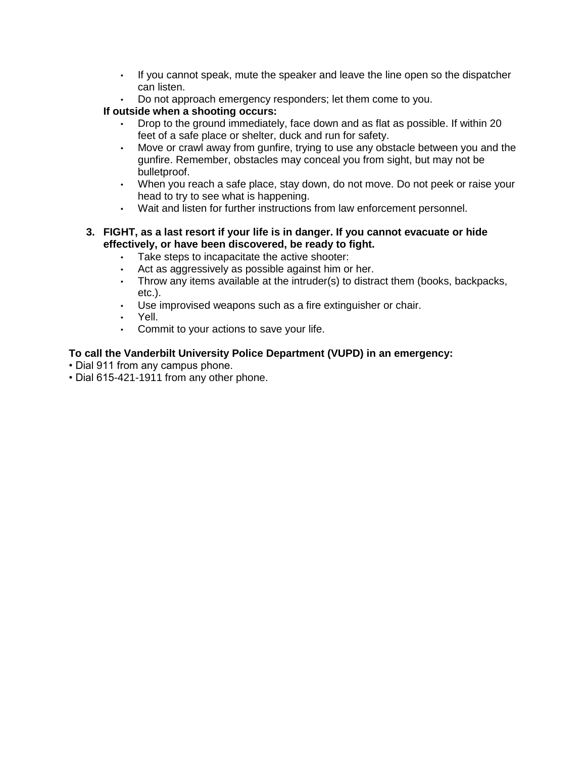- If you cannot speak, mute the speaker and leave the line open so the dispatcher can listen.
- Do not approach emergency responders; let them come to you.

**If outside when a shooting occurs:**

- Drop to the ground immediately, face down and as flat as possible. If within 20 feet of a safe place or shelter, duck and run for safety.
- Move or crawl away from gunfire, trying to use any obstacle between you and the gunfire. Remember, obstacles may conceal you from sight, but may not be bulletproof.
- When you reach a safe place, stay down, do not move. Do not peek or raise your head to try to see what is happening.
- Wait and listen for further instructions from law enforcement personnel.

3. **FIGHT, as a last resort if your life is in danger. If you cannot evacuate or hide effectively, or have been discovered, be ready to fight.**
   - Take steps to incapacitate the active shooter:
   - Act as aggressively as possible against him or her.
   - Throw any items available at the intruder(s) to distract them (books, backpacks, etc.).
   - Use improvised weapons such as a fire extinguisher or chair.
   - Yell.
   - Commit to your actions to save your life.

**To call the Vanderbilt University Police Department (VUPD) in an emergency:**

- Dial 911 from any campus phone.
- Dial 615-421-1911 from any other phone.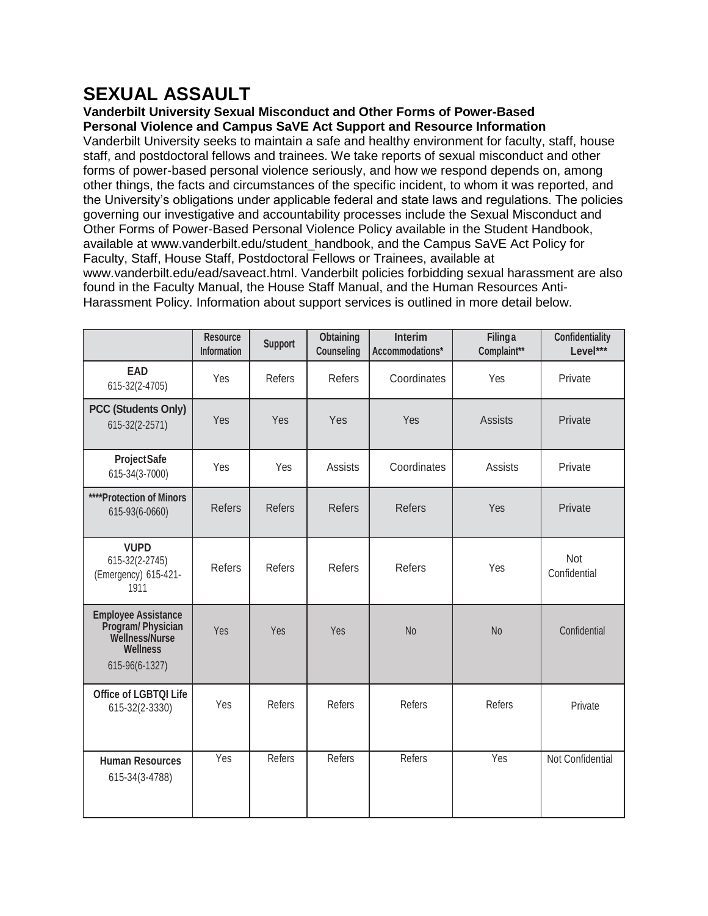# SEXUAL ASSAULT

**Vanderbilt University Sexual Misconduct and Other Forms of Power-Based Personal Violence and Campus SaVE Act Support and Resource Information**

Vanderbilt University seeks to maintain a safe and healthy environment for faculty, staff, house staff, and postdoctoral fellows and trainees. We take reports of sexual misconduct and other forms of power-based personal violence seriously, and how we respond depends on, among other things, the facts and circumstances of the specific incident, to whom it was reported, and the University's obligations under applicable federal and state laws and regulations. The policies governing our investigative and accountability processes include the Sexual Misconduct and Other Forms of Power-Based Personal Violence Policy available in the Student Handbook, available at www.vanderbilt.edu/student_handbook, and the Campus SaVE Act Policy for Faculty, Staff, House Staff, Postdoctoral Fellows or Trainees, available at www.vanderbilt.edu/ead/saveact.html. Vanderbilt policies forbidding sexual harassment are also found in the Faculty Manual, the House Staff Manual, and the Human Resources Anti-Harassment Policy. Information about support services is outlined in more detail below.

| | Resource Information | Support | Obtaining Counseling | Interim Accommodations* | Filing a Complaint** | Confidentiality Level*** |
|---|---|---|---|---|---|---|
| **EAD** 615-32(2-4705) | Yes | Refers | Refers | Coordinates | Yes | Private |
| **PCC (Students Only)** 615-32(2-2571) | Yes | Yes | Yes | Yes | Assists | Private |
| **ProjectSafe** 615-34(3-7000) | Yes | Yes | Assists | Coordinates | Assists | Private |
| **\*\*\*\*Protection of Minors** 615-93(6-0660) | Refers | Refers | Refers | Refers | Yes | Private |
| **VUPD** 615-32(2-2745) (Emergency) 615-421-1911 | Refers | Refers | Refers | Refers | Yes | Not Confidential |
| **Employee Assistance Program/ Physician Wellness/Nurse Wellness** 615-96(6-1327) | Yes | Yes | Yes | No | No | Confidential |
| **Office of LGBTQI Life** 615-32(2-3330) | Yes | Refers | Refers | Refers | Refers | Private |
| **Human Resources** 615-34(3-4788) | Yes | Refers | Refers | Refers | Yes | Not Confidential |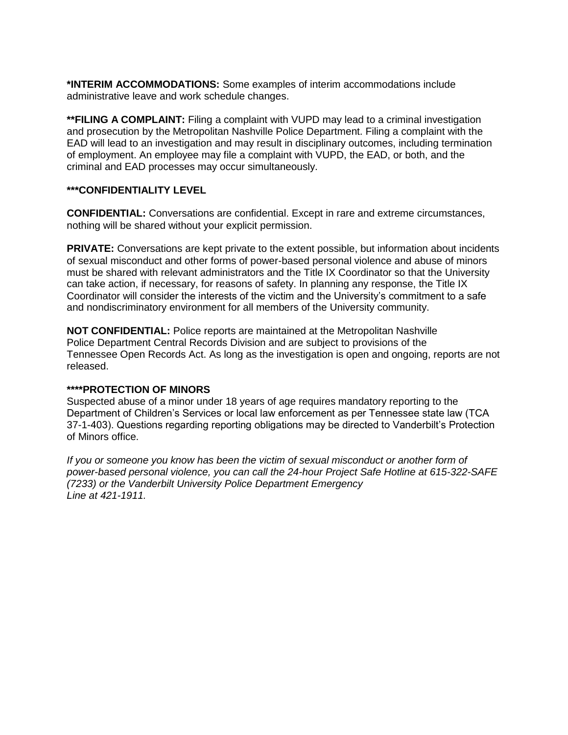**\*INTERIM ACCOMMODATIONS:** Some examples of interim accommodations include administrative leave and work schedule changes.

**\*\*FILING A COMPLAINT:** Filing a complaint with VUPD may lead to a criminal investigation and prosecution by the Metropolitan Nashville Police Department. Filing a complaint with the EAD will lead to an investigation and may result in disciplinary outcomes, including termination of employment. An employee may file a complaint with VUPD, the EAD, or both, and the criminal and EAD processes may occur simultaneously.

**\*\*\*CONFIDENTIALITY LEVEL**

**CONFIDENTIAL:** Conversations are confidential. Except in rare and extreme circumstances, nothing will be shared without your explicit permission.

**PRIVATE:** Conversations are kept private to the extent possible, but information about incidents of sexual misconduct and other forms of power-based personal violence and abuse of minors must be shared with relevant administrators and the Title IX Coordinator so that the University can take action, if necessary, for reasons of safety. In planning any response, the Title IX Coordinator will consider the interests of the victim and the University's commitment to a safe and nondiscriminatory environment for all members of the University community.

**NOT CONFIDENTIAL:** Police reports are maintained at the Metropolitan Nashville Police Department Central Records Division and are subject to provisions of the Tennessee Open Records Act. As long as the investigation is open and ongoing, reports are not released.

**\*\*\*\*PROTECTION OF MINORS**

Suspected abuse of a minor under 18 years of age requires mandatory reporting to the Department of Children's Services or local law enforcement as per Tennessee state law (TCA 37-1-403). Questions regarding reporting obligations may be directed to Vanderbilt's Protection of Minors office.

*If you or someone you know has been the victim of sexual misconduct or another form of power-based personal violence, you can call the 24-hour Project Safe Hotline at 615-322-SAFE (7233) or the Vanderbilt University Police Department Emergency Line at 421-1911.*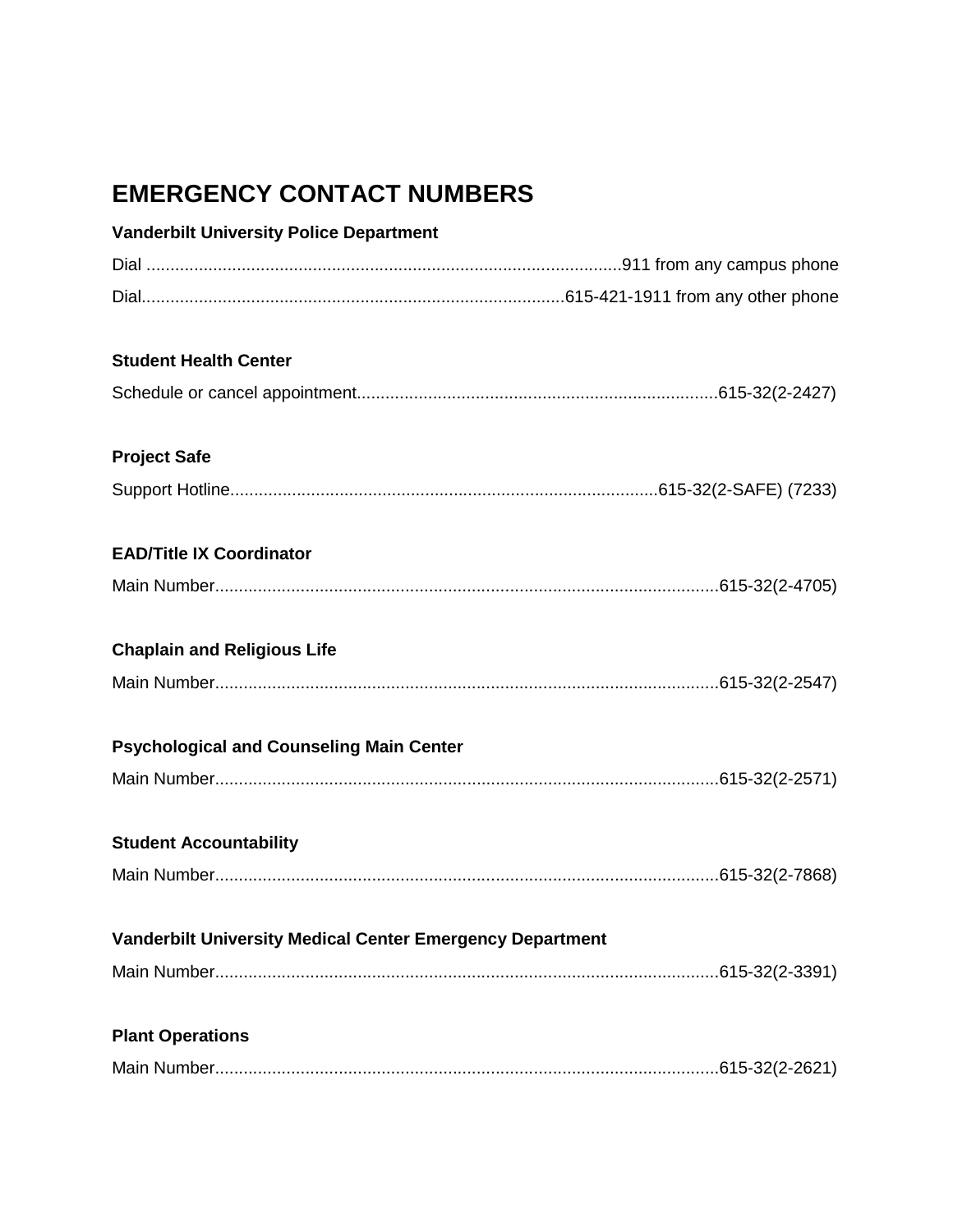# EMERGENCY CONTACT NUMBERS

**Vanderbilt University Police Department**

Dial ....................................................................................................911 from any campus phone

Dial........................................................................................615-421-1911 from any other phone

**Student Health Center**

Schedule or cancel appointment...........................................................................615-32(2-2427)

**Project Safe**

Support Hotline.........................................................................................615-32(2-SAFE) (7233)

**EAD/Title IX Coordinator**

Main Number.........................................................................................................615-32(2-4705)

**Chaplain and Religious Life**

Main Number.........................................................................................................615-32(2-2547)

**Psychological and Counseling Main Center**

Main Number.........................................................................................................615-32(2-2571)

**Student Accountability**

Main Number.........................................................................................................615-32(2-7868)

**Vanderbilt University Medical Center Emergency Department**

Main Number.........................................................................................................615-32(2-3391)

**Plant Operations**

Main Number.........................................................................................................615-32(2-2621)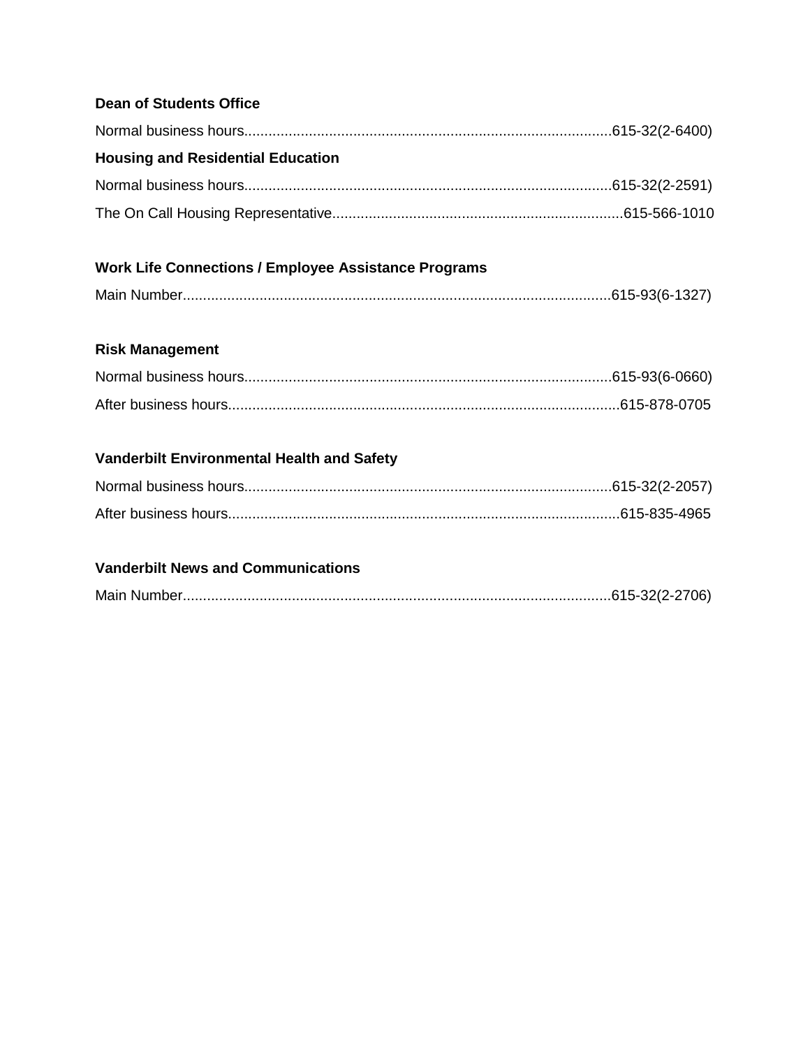**Dean of Students Office**

Normal business hours..........................................................................................615-32(2-6400)

**Housing and Residential Education**

Normal business hours..........................................................................................615-32(2-2591)

The On Call Housing Representative.......................................................................615-566-1010

**Work Life Connections / Employee Assistance Programs**

Main Number.........................................................................................................615-93(6-1327)

**Risk Management**

Normal business hours..........................................................................................615-93(6-0660)

After business hours................................................................................................615-878-0705

**Vanderbilt Environmental Health and Safety**

Normal business hours..........................................................................................615-32(2-2057)

After business hours................................................................................................615-835-4965

**Vanderbilt News and Communications**

Main Number.........................................................................................................615-32(2-2706)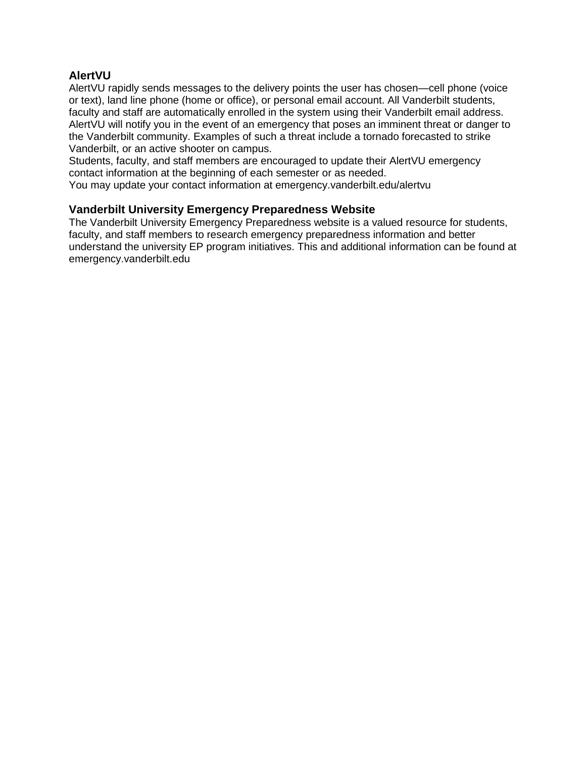### AlertVU

AlertVU rapidly sends messages to the delivery points the user has chosen—cell phone (voice or text), land line phone (home or office), or personal email account. All Vanderbilt students, faculty and staff are automatically enrolled in the system using their Vanderbilt email address. AlertVU will notify you in the event of an emergency that poses an imminent threat or danger to the Vanderbilt community. Examples of such a threat include a tornado forecasted to strike Vanderbilt, or an active shooter on campus.

Students, faculty, and staff members are encouraged to update their AlertVU emergency contact information at the beginning of each semester or as needed.

You may update your contact information at emergency.vanderbilt.edu/alertvu

### Vanderbilt University Emergency Preparedness Website

The Vanderbilt University Emergency Preparedness website is a valued resource for students, faculty, and staff members to research emergency preparedness information and better understand the university EP program initiatives. This and additional information can be found at emergency.vanderbilt.edu